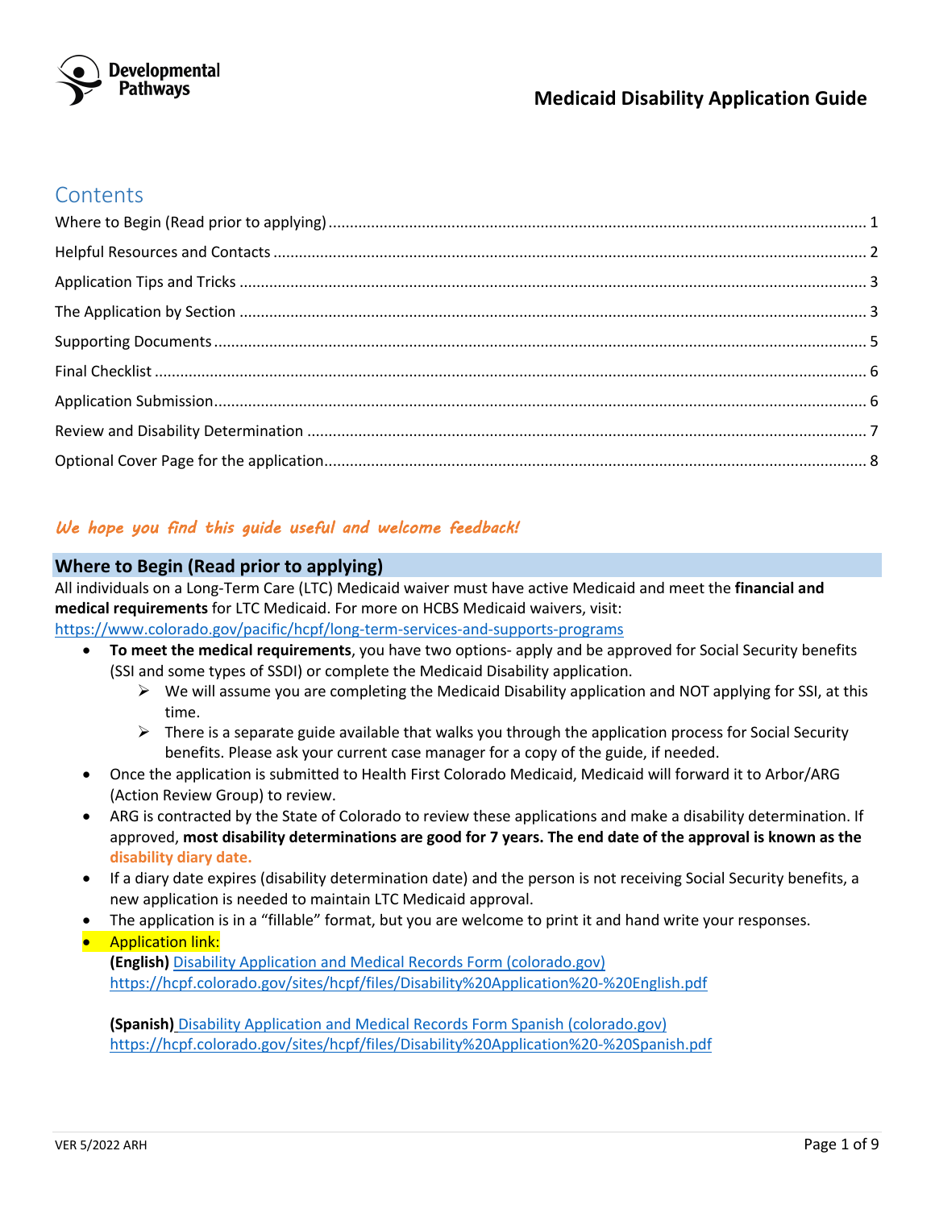Developmental Pathways

# Medicaid Disability Application Guide

## Contents

Where to Begin (Read prior to applying) .......... 1
Helpful Resources and Contacts .......... 2
Application Tips and Tricks .......... 3
The Application by Section .......... 3
Supporting Documents .......... 5
Final Checklist .......... 6
Application Submission .......... 6
Review and Disability Determination .......... 7
Optional Cover Page for the application .......... 8

*We hope you find this guide useful and welcome feedback!*

## Where to Begin (Read prior to applying)

All individuals on a Long-Term Care (LTC) Medicaid waiver must have active Medicaid and meet the **financial and medical requirements** for LTC Medicaid. For more on HCBS Medicaid waivers, visit: https://www.colorado.gov/pacific/hcpf/long-term-services-and-supports-programs

- **To meet the medical requirements**, you have two options- apply and be approved for Social Security benefits (SSI and some types of SSDI) or complete the Medicaid Disability application.
  - We will assume you are completing the Medicaid Disability application and NOT applying for SSI, at this time.
  - There is a separate guide available that walks you through the application process for Social Security benefits. Please ask your current case manager for a copy of the guide, if needed.
- Once the application is submitted to Health First Colorado Medicaid, Medicaid will forward it to Arbor/ARG (Action Review Group) to review.
- ARG is contracted by the State of Colorado to review these applications and make a disability determination. If approved, **most disability determinations are good for 7 years. The end date of the approval is known as the disability diary date.**
- If a diary date expires (disability determination date) and the person is not receiving Social Security benefits, a new application is needed to maintain LTC Medicaid approval.
- The application is in a "fillable" format, but you are welcome to print it and hand write your responses.
- Application link:
  **(English)** Disability Application and Medical Records Form (colorado.gov)
  https://hcpf.colorado.gov/sites/hcpf/files/Disability%20Application%20-%20English.pdf

  **(Spanish)** Disability Application and Medical Records Form Spanish (colorado.gov)
  https://hcpf.colorado.gov/sites/hcpf/files/Disability%20Application%20-%20Spanish.pdf

VER 5/2022 ARH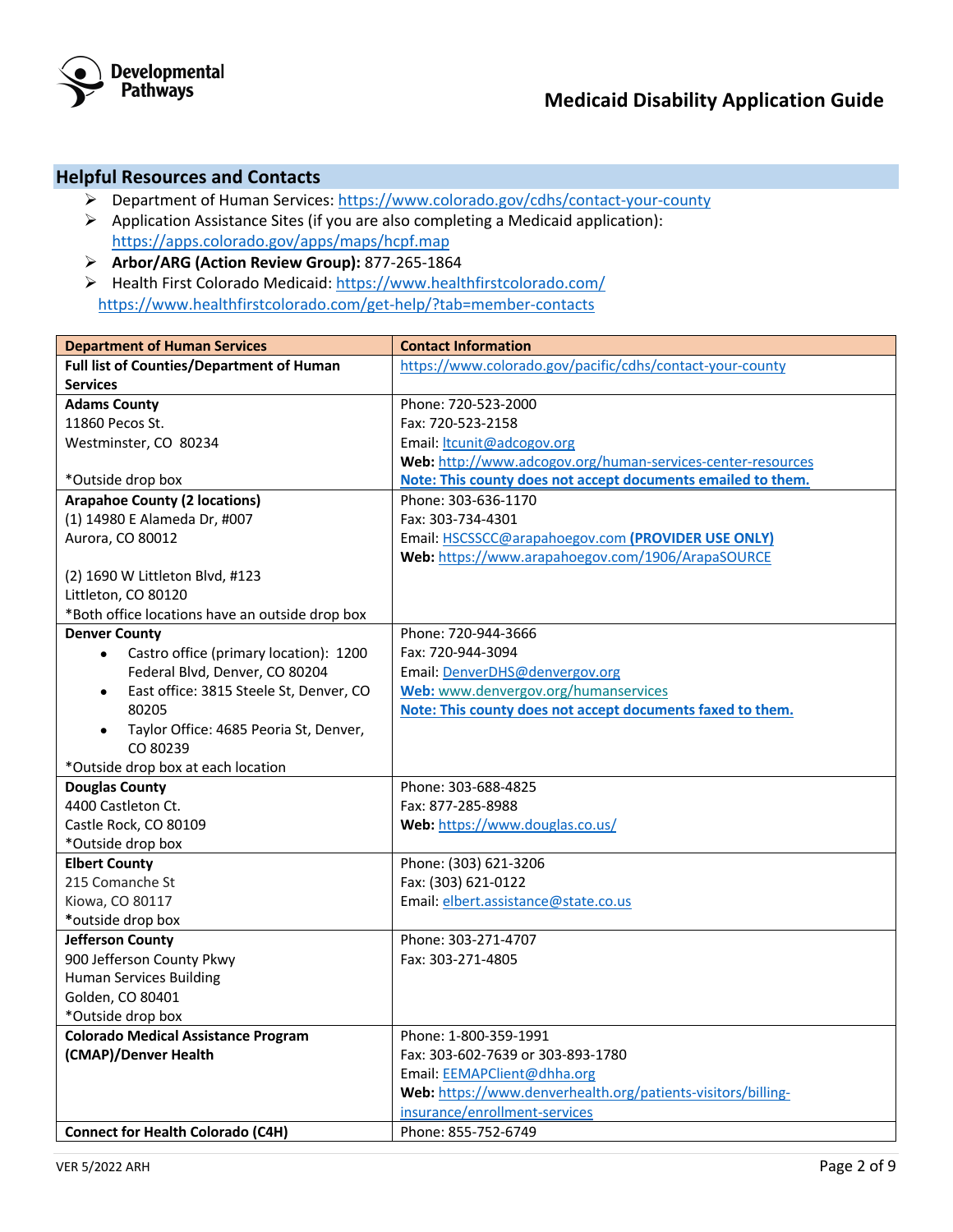## Helpful Resources and Contacts

- Department of Human Services: https://www.colorado.gov/cdhs/contact-your-county
- Application Assistance Sites (if you are also completing a Medicaid application): https://apps.colorado.gov/apps/maps/hcpf.map
- **Arbor/ARG (Action Review Group):** 877-265-1864
- Health First Colorado Medicaid: https://www.healthfirstcolorado.com/ https://www.healthfirstcolorado.com/get-help/?tab=member-contacts

| Department of Human Services | Contact Information |
|---|---|
| **Full list of Counties/Department of Human Services** | https://www.colorado.gov/pacific/cdhs/contact-your-county |
| **Adams County**<br>11860 Pecos St.<br>Westminster, CO 80234<br><br>*Outside drop box | Phone: 720-523-2000<br>Fax: 720-523-2158<br>Email: ltcunit@adcogov.org<br>**Web:** http://www.adcogov.org/human-services-center-resources<br>**Note: This county does not accept documents emailed to them.** |
| **Arapahoe County (2 locations)**<br>(1) 14980 E Alameda Dr, #007<br>Aurora, CO 80012<br><br>(2) 1690 W Littleton Blvd, #123<br>Littleton, CO 80120<br>*Both office locations have an outside drop box | Phone: 303-636-1170<br>Fax: 303-734-4301<br>Email: HSCSSCC@arapahoegov.com **(PROVIDER USE ONLY)**<br>**Web:** https://www.arapahoegov.com/1906/ArapaSOURCE |
| **Denver County**<br>• Castro office (primary location): 1200 Federal Blvd, Denver, CO 80204<br>• East office: 3815 Steele St, Denver, CO 80205<br>• Taylor Office: 4685 Peoria St, Denver, CO 80239<br>*Outside drop box at each location | Phone: 720-944-3666<br>Fax: 720-944-3094<br>Email: DenverDHS@denvergov.org<br>**Web:** www.denvergov.org/humanservices<br>**Note: This county does not accept documents faxed to them.** |
| **Douglas County**<br>4400 Castleton Ct.<br>Castle Rock, CO 80109<br>*Outside drop box | Phone: 303-688-4825<br>Fax: 877-285-8988<br>**Web:** https://www.douglas.co.us/ |
| **Elbert County**<br>215 Comanche St<br>Kiowa, CO 80117<br>*outside drop box | Phone: (303) 621-3206<br>Fax: (303) 621-0122<br>Email: elbert.assistance@state.co.us |
| **Jefferson County**<br>900 Jefferson County Pkwy<br>Human Services Building<br>Golden, CO 80401<br>*Outside drop box | Phone: 303-271-4707<br>Fax: 303-271-4805 |
| **Colorado Medical Assistance Program (CMAP)/Denver Health** | Phone: 1-800-359-1991<br>Fax: 303-602-7639 or 303-893-1780<br>Email: EEMAPClient@dhha.org<br>**Web:** https://www.denverhealth.org/patients-visitors/billing-insurance/enrollment-services |
| **Connect for Health Colorado (C4H)** | Phone: 855-752-6749 |

VER 5/2022 ARH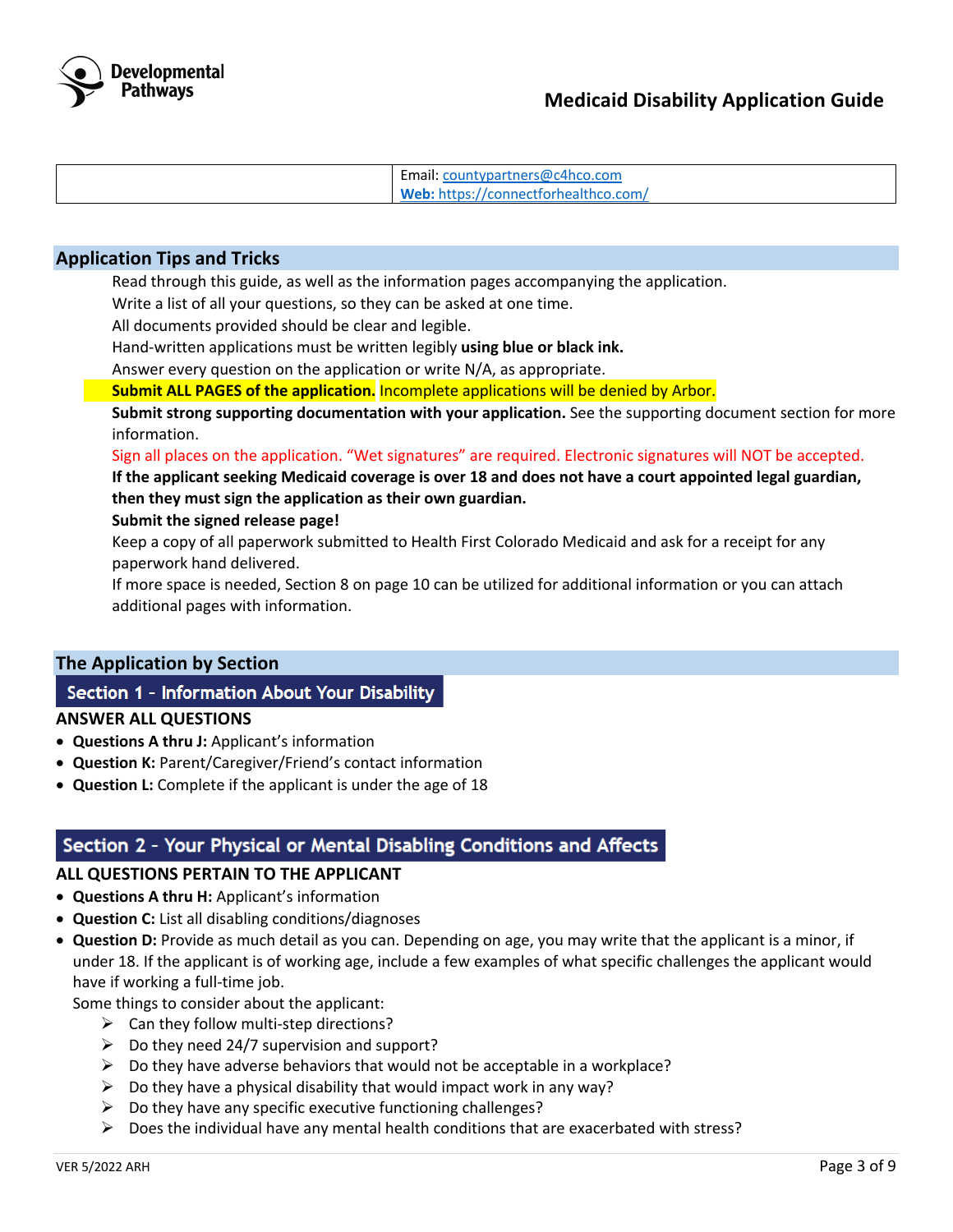| | |
|---|---|
| | Email: countypartners@c4hco.com<br>**Web:** https://connectforhealthco.com/ |

## Application Tips and Tricks

Read through this guide, as well as the information pages accompanying the application.

Write a list of all your questions, so they can be asked at one time.

All documents provided should be clear and legible.

Hand-written applications must be written legibly **using blue or black ink.**

Answer every question on the application or write N/A, as appropriate.

**Submit ALL PAGES of the application.** Incomplete applications will be denied by Arbor.

**Submit strong supporting documentation with your application.** See the supporting document section for more information.

Sign all places on the application. "Wet signatures" are required. Electronic signatures will NOT be accepted.

**If the applicant seeking Medicaid coverage is over 18 and does not have a court appointed legal guardian, then they must sign the application as their own guardian.**

**Submit the signed release page!**

Keep a copy of all paperwork submitted to Health First Colorado Medicaid and ask for a receipt for any paperwork hand delivered.

If more space is needed, Section 8 on page 10 can be utilized for additional information or you can attach additional pages with information.

## The Application by Section

### Section 1 - Information About Your Disability

**ANSWER ALL QUESTIONS**

- **Questions A thru J:** Applicant's information
- **Question K:** Parent/Caregiver/Friend's contact information
- **Question L:** Complete if the applicant is under the age of 18

### Section 2 - Your Physical or Mental Disabling Conditions and Affects

**ALL QUESTIONS PERTAIN TO THE APPLICANT**

- **Questions A thru H:** Applicant's information
- **Question C:** List all disabling conditions/diagnoses
- **Question D:** Provide as much detail as you can. Depending on age, you may write that the applicant is a minor, if under 18. If the applicant is of working age, include a few examples of what specific challenges the applicant would have if working a full-time job.

  Some things to consider about the applicant:
  - Can they follow multi-step directions?
  - Do they need 24/7 supervision and support?
  - Do they have adverse behaviors that would not be acceptable in a workplace?
  - Do they have a physical disability that would impact work in any way?
  - Do they have any specific executive functioning challenges?
  - Does the individual have any mental health conditions that are exacerbated with stress?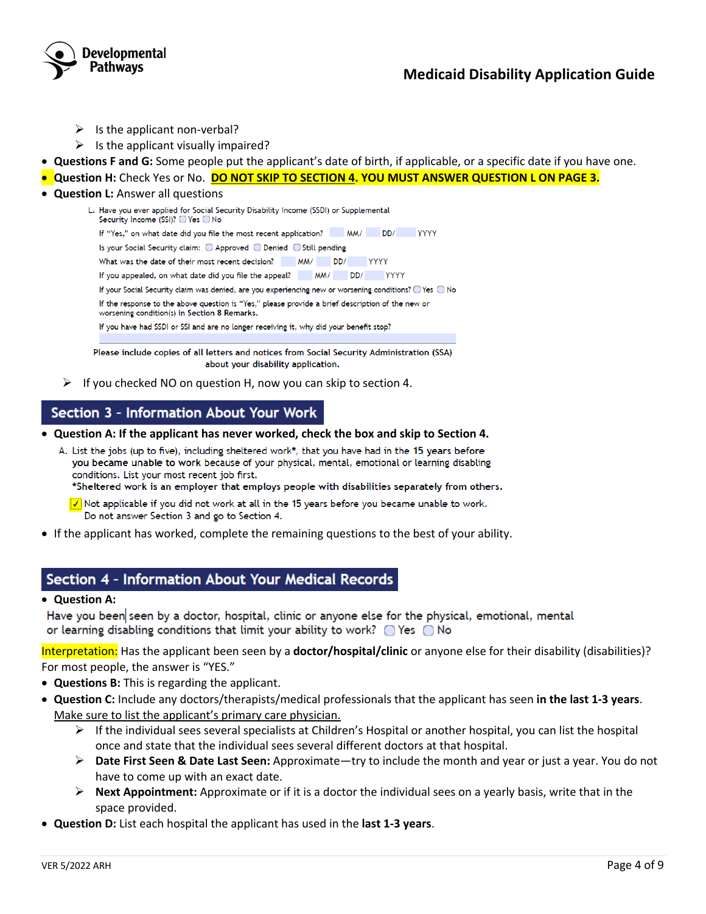- Is the applicant non-verbal?
- Is the applicant visually impaired?

- **Questions F and G:** Some people put the applicant's date of birth, if applicable, or a specific date if you have one.
- **Question H:** Check Yes or No. **DO NOT SKIP TO SECTION 4. YOU MUST ANSWER QUESTION L ON PAGE 3.**
- **Question L:** Answer all questions

L. Have you ever applied for Social Security Disability Income (SSDI) or Supplemental Security Income (SSI)? ◯ Yes ◯ No

If "Yes," on what date did you file the most recent application? MM/ DD/ YYYY

Is your Social Security claim: ◯ Approved ◯ Denied ◯ Still pending

What was the date of their most recent decision? MM/ DD/ YYYY

If you appealed, on what date did you file the appeal? MM/ DD/ YYYY

If your Social Security claim was denied, are you experiencing new or worsening conditions? ◯ Yes ◯ No

If the response to the above question is "Yes," please provide a brief description of the new or worsening condition(s) in Section 8 Remarks.

If you have had SSDI or SSI and are no longer receiving it, why did your benefit stop?

**Please include copies of all letters and notices from Social Security Administration (SSA) about your disability application.**

- If you checked NO on question H, now you can skip to section 4.

## Section 3 - Information About Your Work

- **Question A: If the applicant has never worked, check the box and skip to Section 4.**

A. List the jobs (up to five), including sheltered work*, that you have had in the 15 years before you became unable to work because of your physical, mental, emotional or learning disabling conditions. List your most recent job first.
*Sheltered work is an employer that employs people with disabilities separately from others.

☑ Not applicable if you did not work at all in the 15 years before you became unable to work. Do not answer Section 3 and go to Section 4.

- If the applicant has worked, complete the remaining questions to the best of your ability.

## Section 4 - Information About Your Medical Records

- **Question A:**

Have you been seen by a doctor, hospital, clinic or anyone else for the physical, emotional, mental or learning disabling conditions that limit your ability to work? ◯ Yes ◯ No

Interpretation: Has the applicant been seen by a **doctor/hospital/clinic** or anyone else for their disability (disabilities)? For most people, the answer is "YES."

- **Questions B:** This is regarding the applicant.
- **Question C:** Include any doctors/therapists/medical professionals that the applicant has seen **in the last 1-3 years**. Make sure to list the applicant's primary care physician.
  - If the individual sees several specialists at Children's Hospital or another hospital, you can list the hospital once and state that the individual sees several different doctors at that hospital.
  - **Date First Seen & Date Last Seen:** Approximate—try to include the month and year or just a year. You do not have to come up with an exact date.
  - **Next Appointment:** Approximate or if it is a doctor the individual sees on a yearly basis, write that in the space provided.
- **Question D:** List each hospital the applicant has used in the **last 1-3 years**.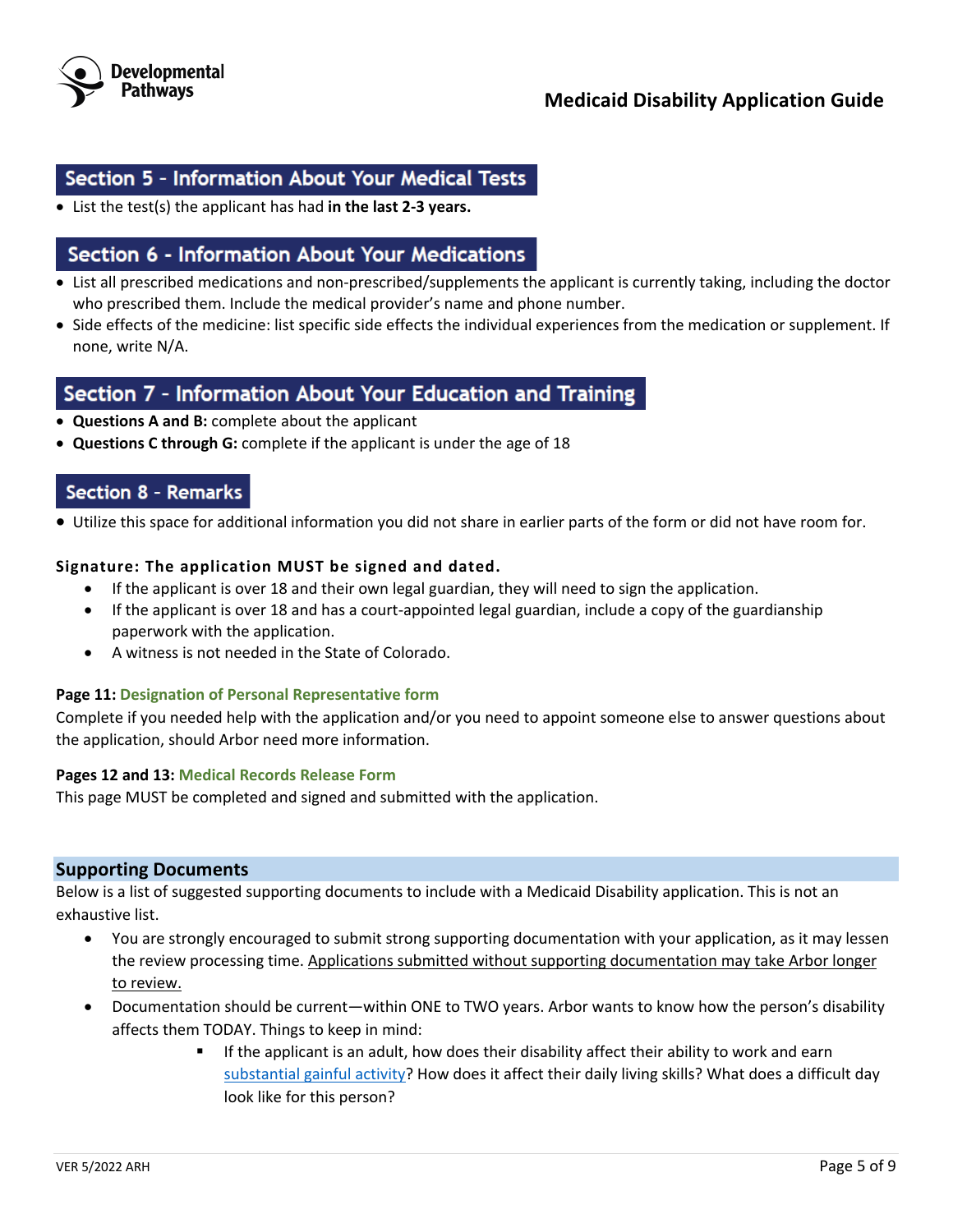## Section 5 - Information About Your Medical Tests

- List the test(s) the applicant has had **in the last 2-3 years.**

## Section 6 - Information About Your Medications

- List all prescribed medications and non-prescribed/supplements the applicant is currently taking, including the doctor who prescribed them. Include the medical provider's name and phone number.
- Side effects of the medicine: list specific side effects the individual experiences from the medication or supplement. If none, write N/A.

## Section 7 - Information About Your Education and Training

- **Questions A and B:** complete about the applicant
- **Questions C through G:** complete if the applicant is under the age of 18

## Section 8 - Remarks

- Utilize this space for additional information you did not share in earlier parts of the form or did not have room for.

**Signature: The application MUST be signed and dated.**

- If the applicant is over 18 and their own legal guardian, they will need to sign the application.
- If the applicant is over 18 and has a court-appointed legal guardian, include a copy of the guardianship paperwork with the application.
- A witness is not needed in the State of Colorado.

**Page 11:** Designation of Personal Representative form

Complete if you needed help with the application and/or you need to appoint someone else to answer questions about the application, should Arbor need more information.

**Pages 12 and 13:** Medical Records Release Form

This page MUST be completed and signed and submitted with the application.

## Supporting Documents

Below is a list of suggested supporting documents to include with a Medicaid Disability application. This is not an exhaustive list.

- You are strongly encouraged to submit strong supporting documentation with your application, as it may lessen the review processing time. Applications submitted without supporting documentation may take Arbor longer to review.
- Documentation should be current—within ONE to TWO years. Arbor wants to know how the person's disability affects them TODAY. Things to keep in mind:
  - If the applicant is an adult, how does their disability affect their ability to work and earn substantial gainful activity? How does it affect their daily living skills? What does a difficult day look like for this person?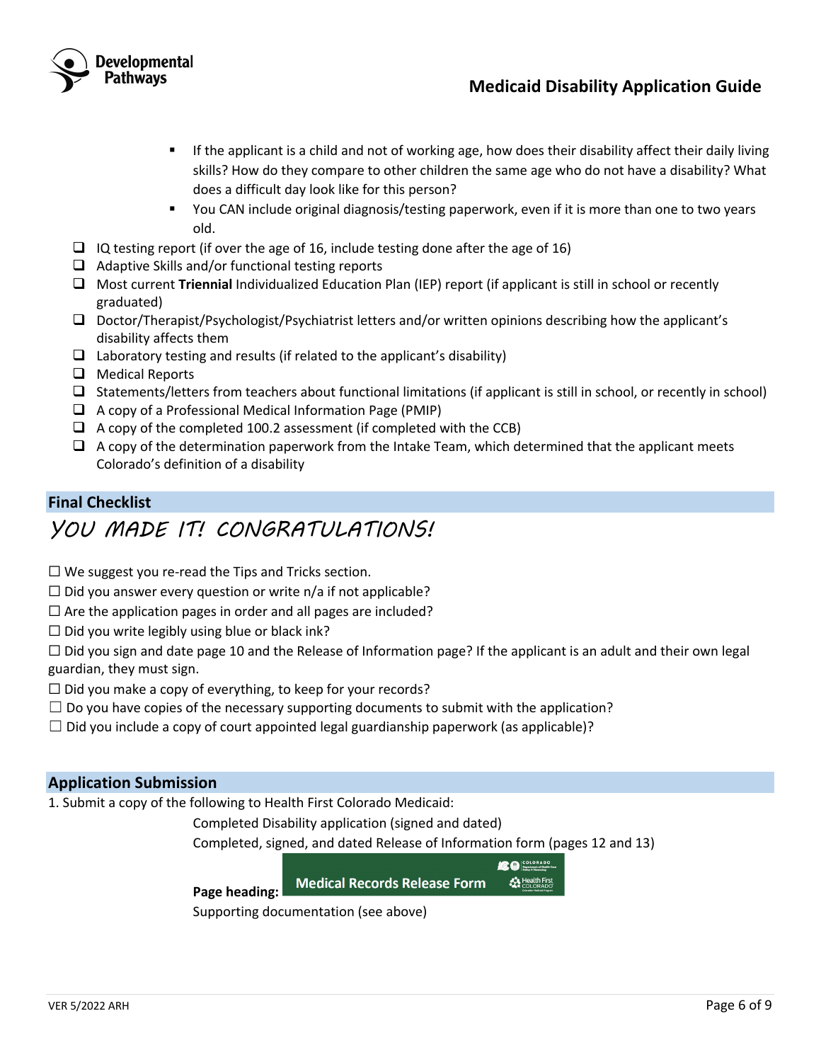- If the applicant is a child and not of working age, how does their disability affect their daily living skills? How do they compare to other children the same age who do not have a disability? What does a difficult day look like for this person?
  - You CAN include original diagnosis/testing paperwork, even if it is more than one to two years old.
- ☐ IQ testing report (if over the age of 16, include testing done after the age of 16)
- ☐ Adaptive Skills and/or functional testing reports
- ☐ Most current **Triennial** Individualized Education Plan (IEP) report (if applicant is still in school or recently graduated)
- ☐ Doctor/Therapist/Psychologist/Psychiatrist letters and/or written opinions describing how the applicant's disability affects them
- ☐ Laboratory testing and results (if related to the applicant's disability)
- ☐ Medical Reports
- ☐ Statements/letters from teachers about functional limitations (if applicant is still in school, or recently in school)
- ☐ A copy of a Professional Medical Information Page (PMIP)
- ☐ A copy of the completed 100.2 assessment (if completed with the CCB)
- ☐ A copy of the determination paperwork from the Intake Team, which determined that the applicant meets Colorado's definition of a disability

## Final Checklist

### YOU MADE IT! CONGRATULATIONS!

☐ We suggest you re-read the Tips and Tricks section.

☐ Did you answer every question or write n/a if not applicable?

☐ Are the application pages in order and all pages are included?

☐ Did you write legibly using blue or black ink?

☐ Did you sign and date page 10 and the Release of Information page? If the applicant is an adult and their own legal guardian, they must sign.

☐ Did you make a copy of everything, to keep for your records?

☐ Do you have copies of the necessary supporting documents to submit with the application?

☐ Did you include a copy of court appointed legal guardianship paperwork (as applicable)?

## Application Submission

1. Submit a copy of the following to Health First Colorado Medicaid:

   Completed Disability application (signed and dated)

   Completed, signed, and dated Release of Information form (pages 12 and 13)

   **Page heading:** Medical Records Release Form

   Supporting documentation (see above)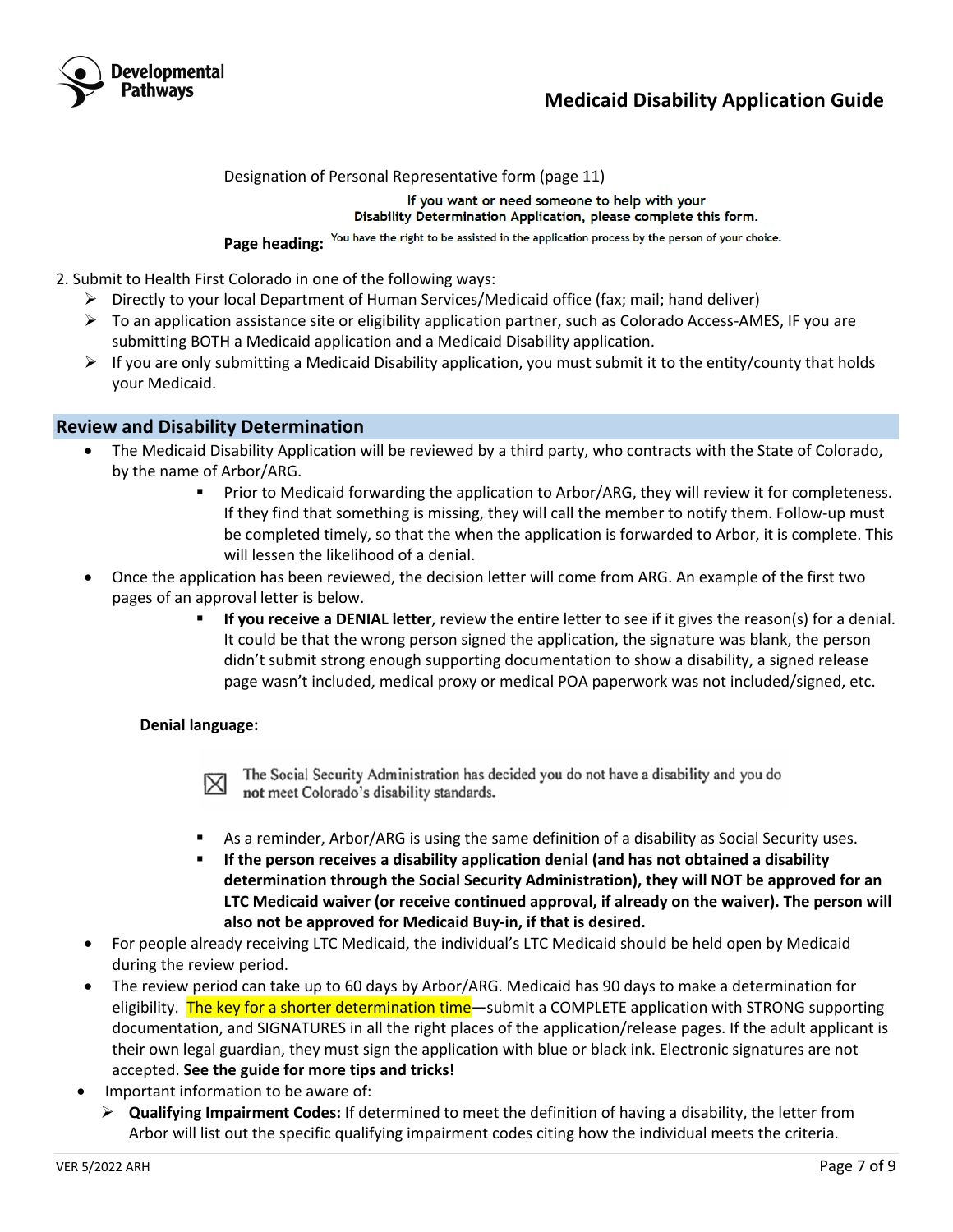Designation of Personal Representative form (page 11)

If you want or need someone to help with your
Disability Determination Application, please complete this form.

**Page heading:** You have the right to be assisted in the application process by the person of your choice.

2. Submit to Health First Colorado in one of the following ways:
   - Directly to your local Department of Human Services/Medicaid office (fax; mail; hand deliver)
   - To an application assistance site or eligibility application partner, such as Colorado Access-AMES, IF you are submitting BOTH a Medicaid application and a Medicaid Disability application.
   - If you are only submitting a Medicaid Disability application, you must submit it to the entity/county that holds your Medicaid.

## Review and Disability Determination

- The Medicaid Disability Application will be reviewed by a third party, who contracts with the State of Colorado, by the name of Arbor/ARG.
  - Prior to Medicaid forwarding the application to Arbor/ARG, they will review it for completeness. If they find that something is missing, they will call the member to notify them. Follow-up must be completed timely, so that the when the application is forwarded to Arbor, it is complete. This will lessen the likelihood of a denial.
- Once the application has been reviewed, the decision letter will come from ARG. An example of the first two pages of an approval letter is below.
  - **If you receive a DENIAL letter**, review the entire letter to see if it gives the reason(s) for a denial. It could be that the wrong person signed the application, the signature was blank, the person didn't submit strong enough supporting documentation to show a disability, a signed release page wasn't included, medical proxy or medical POA paperwork was not included/signed, etc.

**Denial language:**

☒ The Social Security Administration has decided you do not have a disability and you do not meet Colorado's disability standards.

  - As a reminder, Arbor/ARG is using the same definition of a disability as Social Security uses.
  - **If the person receives a disability application denial (and has not obtained a disability determination through the Social Security Administration), they will NOT be approved for an LTC Medicaid waiver (or receive continued approval, if already on the waiver). The person will also not be approved for Medicaid Buy-in, if that is desired.**
- For people already receiving LTC Medicaid, the individual's LTC Medicaid should be held open by Medicaid during the review period.
- The review period can take up to 60 days by Arbor/ARG. Medicaid has 90 days to make a determination for eligibility. The key for a shorter determination time—submit a COMPLETE application with STRONG supporting documentation, and SIGNATURES in all the right places of the application/release pages. If the adult applicant is their own legal guardian, they must sign the application with blue or black ink. Electronic signatures are not accepted. **See the guide for more tips and tricks!**
- Important information to be aware of:
  - **Qualifying Impairment Codes:** If determined to meet the definition of having a disability, the letter from Arbor will list out the specific qualifying impairment codes citing how the individual meets the criteria.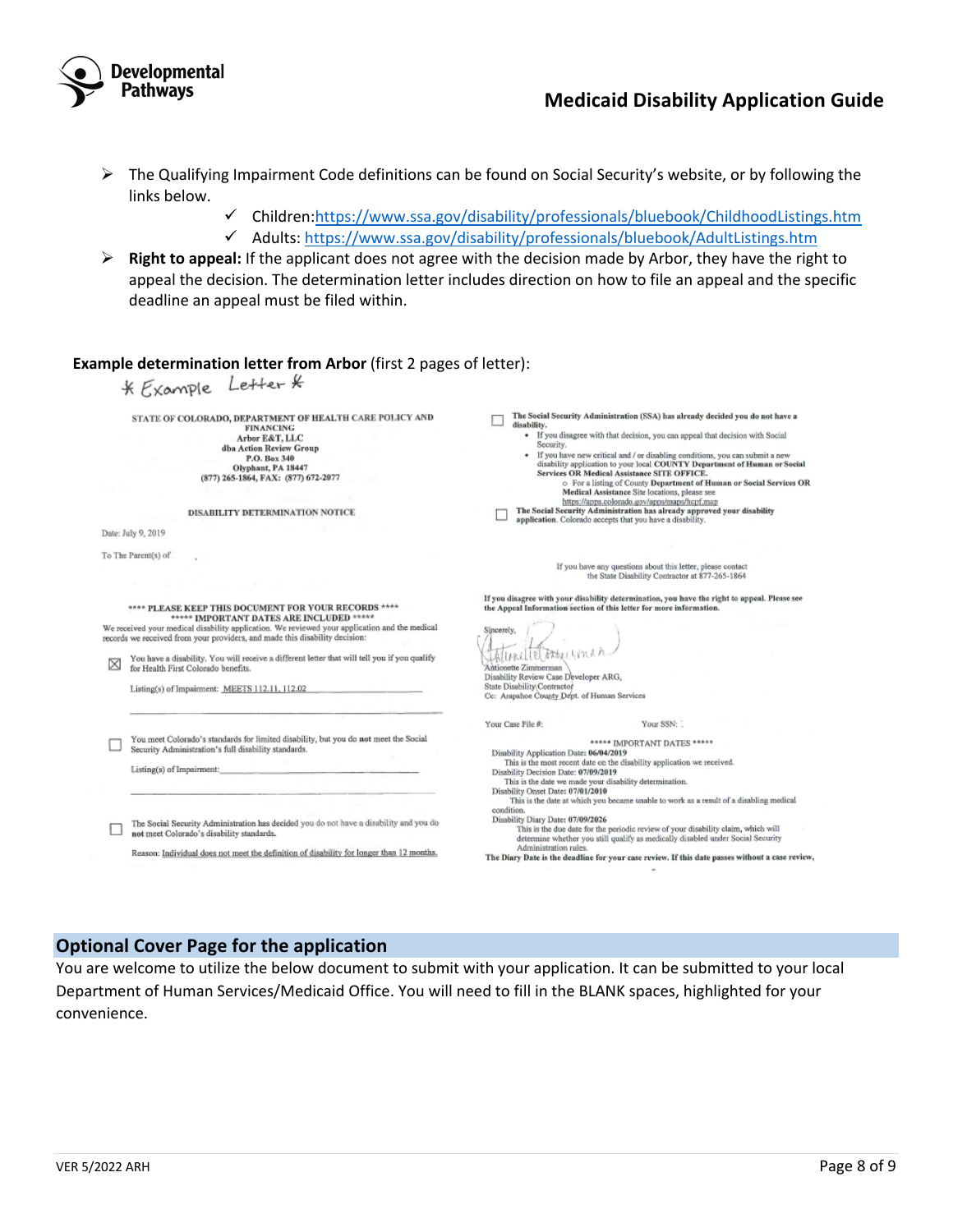- The Qualifying Impairment Code definitions can be found on Social Security's website, or by following the links below.
  - ✓ Children: https://www.ssa.gov/disability/professionals/bluebook/ChildhoodListings.htm
  - ✓ Adults: https://www.ssa.gov/disability/professionals/bluebook/AdultListings.htm
- **Right to appeal:** If the applicant does not agree with the decision made by Arbor, they have the right to appeal the decision. The determination letter includes direction on how to file an appeal and the specific deadline an appeal must be filed within.

**Example determination letter from Arbor** (first 2 pages of letter):

\* Example Letter \*

STATE OF COLORADO, DEPARTMENT OF HEALTH CARE POLICY AND FINANCING
Arbor E&T, LLC
dba Action Review Group
P.O. Box 340
Olyphant, PA 18447
(877) 265-1864, FAX: (877) 672-2077

DISABILITY DETERMINATION NOTICE

Date: July 9, 2019

To The Parent(s) of

\*\*\*\* PLEASE KEEP THIS DOCUMENT FOR YOUR RECORDS \*\*\*\*
\*\*\*\*\* IMPORTANT DATES ARE INCLUDED \*\*\*\*\*

We received your medical disability application. We reviewed your application and the medical records we received from your providers, and made this disability decision:

☒ You have a disability. You will receive a different letter that will tell you if you qualify for Health First Colorado benefits.

Listing(s) of Impairment: MEETS 112.11, 112.02

☐ You meet Colorado's standards for limited disability, but you do **not** meet the Social Security Administration's full disability standards.

Listing(s) of Impairment: ____________________

☐ The Social Security Administration has decided you do not have a disability and you do **not** meet Colorado's disability standards.

Reason: Individual does not meet the definition of disability for longer than 12 months.

☐ **The Social Security Administration (SSA) has already decided you do not have a disability.**
- If you disagree with that decision, you can appeal that decision with Social Security.
- If you have new critical and / or disabling conditions, you can submit a new disability application to your local **COUNTY Department of Human or Social Services OR Medical Assistance SITE OFFICE.**
  - For a listing of County **Department of Human or Social Services OR Medical Assistance** Site locations, please see https://apps.colorado.gov/apps/maps/hcpf.map

☐ **The Social Security Administration has already approved your disability application.** Colorado accepts that you have a disability.

If you have any questions about this letter, please contact the State Disability Contractor at 877-265-1864

**If you disagree with your disability determination, you have the right to appeal. Please see the Appeal Information section of this letter for more information.**

Sincerely,

Antionette Zimmerman
Disability Review Case Developer ARG,
State Disability Contractor
Cc: Arapahoe County Dept. of Human Services

Your Case File #: Your SSN:

\*\*\*\*\* IMPORTANT DATES \*\*\*\*\*

Disability Application Date: **06/04/2019**
This is the most recent date on the disability application we received.
Disability Decision Date: **07/09/2019**
This is the date we made your disability determination.
Disability Onset Date: **07/01/2010**
This is the date at which you became unable to work as a result of a disabling medical condition.
Disability Diary Date: **07/09/2026**
This is the due date for the periodic review of your disability claim, which will determine whether you still qualify as medically disabled under Social Security Administration rules.
**The Diary Date is the deadline for your case review. If this date passes without a case review,**

## Optional Cover Page for the application

You are welcome to utilize the below document to submit with your application. It can be submitted to your local Department of Human Services/Medicaid Office. You will need to fill in the BLANK spaces, highlighted for your convenience.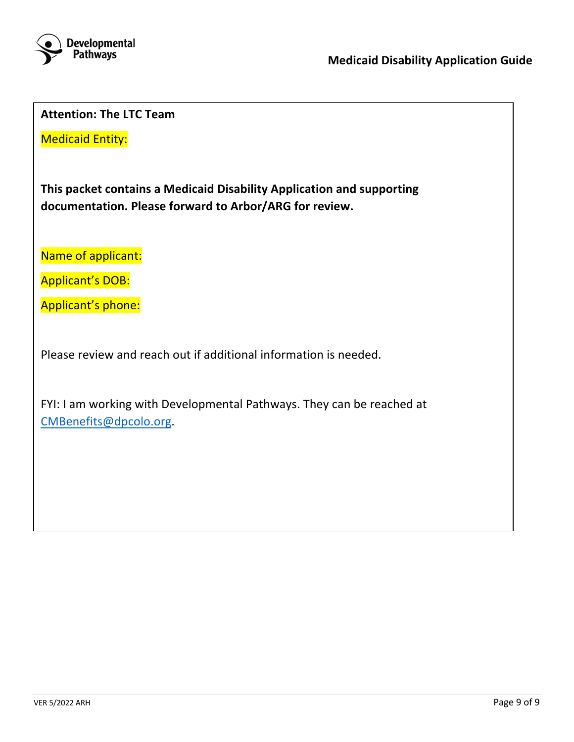**Attention: The LTC Team**

Medicaid Entity:

**This packet contains a Medicaid Disability Application and supporting documentation. Please forward to Arbor/ARG for review.**

Name of applicant:

Applicant's DOB:

Applicant's phone:

Please review and reach out if additional information is needed.

FYI: I am working with Developmental Pathways. They can be reached at CMBenefits@dpcolo.org.